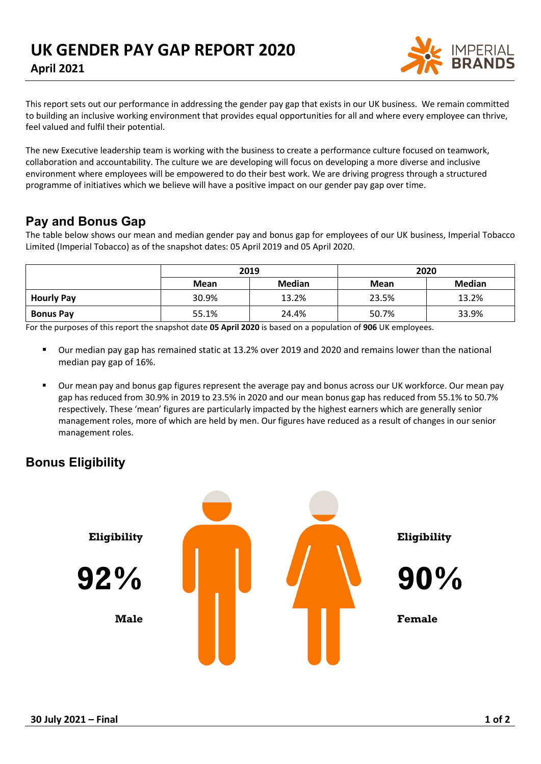# UK GENDER PAY GAP REPORT 2020

**April 2021**

This report sets out our performance in addressing the gender pay gap that exists in our UK business. We remain committed to building an inclusive working environment that provides equal opportunities for all and where every employee can thrive, feel valued and fulfil their potential.

The new Executive leadership team is working with the business to create a performance culture focused on teamwork, collaboration and accountability. The culture we are developing will focus on developing a more diverse and inclusive environment where employees will be empowered to do their best work. We are driving progress through a structured programme of initiatives which we believe will have a positive impact on our gender pay gap over time.

## Pay and Bonus Gap

The table below shows our mean and median gender pay and bonus gap for employees of our UK business, Imperial Tobacco Limited (Imperial Tobacco) as of the snapshot dates: 05 April 2019 and 05 April 2020.

| | 2019 | | 2020 | |
|---|---|---|---|---|
| | **Mean** | **Median** | **Mean** | **Median** |
| **Hourly Pay** | 30.9% | 13.2% | 23.5% | 13.2% |
| **Bonus Pay** | 55.1% | 24.4% | 50.7% | 33.9% |

For the purposes of this report the snapshot date **05 April 2020** is based on a population of **906** UK employees.

- Our median pay gap has remained static at 13.2% over 2019 and 2020 and remains lower than the national median pay gap of 16%.
- Our mean pay and bonus gap figures represent the average pay and bonus across our UK workforce. Our mean pay gap has reduced from 30.9% in 2019 to 23.5% in 2020 and our mean bonus gap has reduced from 55.1% to 50.7% respectively. These 'mean' figures are particularly impacted by the highest earners which are generally senior management roles, more of which are held by men. Our figures have reduced as a result of changes in our senior management roles.

## Bonus Eligibility

**Eligibility**

**92%**

**Male**

**Eligibility**

**90%**

**Female**

**30 July 2021 – Final**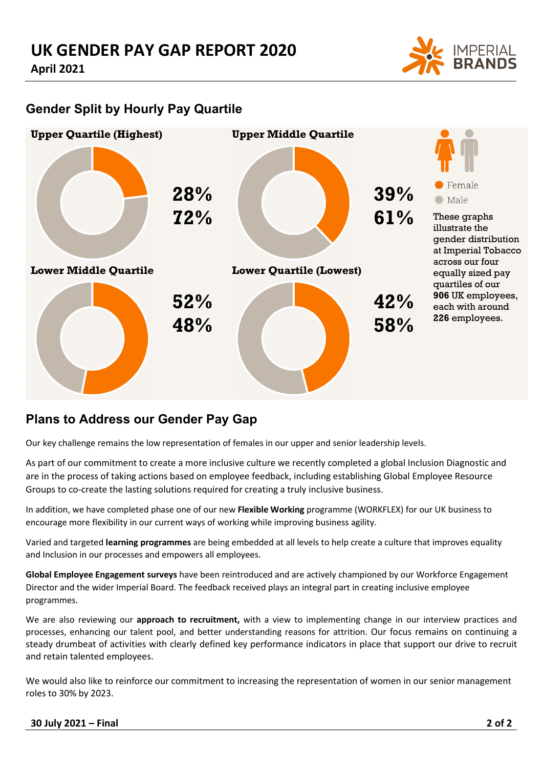# UK GENDER PAY GAP REPORT 2020

**April 2021**

## Gender Split by Hourly Pay Quartile

**Upper Quartile (Highest)**

28%
72%

**Upper Middle Quartile**

39%
61%

**Lower Middle Quartile**

52%
48%

**Lower Quartile (Lowest)**

42%
58%

Female
Male

These graphs illustrate the gender distribution at Imperial Tobacco across our four equally sized pay quartiles of our **906** UK employees, each with around **226** employees.

## Plans to Address our Gender Pay Gap

Our key challenge remains the low representation of females in our upper and senior leadership levels.

As part of our commitment to create a more inclusive culture we recently completed a global Inclusion Diagnostic and are in the process of taking actions based on employee feedback, including establishing Global Employee Resource Groups to co-create the lasting solutions required for creating a truly inclusive business.

In addition, we have completed phase one of our new **Flexible Working** programme (WORKFLEX) for our UK business to encourage more flexibility in our current ways of working while improving business agility.

Varied and targeted **learning programmes** are being embedded at all levels to help create a culture that improves equality and Inclusion in our processes and empowers all employees.

**Global Employee Engagement surveys** have been reintroduced and are actively championed by our Workforce Engagement Director and the wider Imperial Board. The feedback received plays an integral part in creating inclusive employee programmes.

We are also reviewing our **approach to recruitment,** with a view to implementing change in our interview practices and processes, enhancing our talent pool, and better understanding reasons for attrition. Our focus remains on continuing a steady drumbeat of activities with clearly defined key performance indicators in place that support our drive to recruit and retain talented employees.

We would also like to reinforce our commitment to increasing the representation of women in our senior management roles to 30% by 2023.

**30 July 2021 – Final**